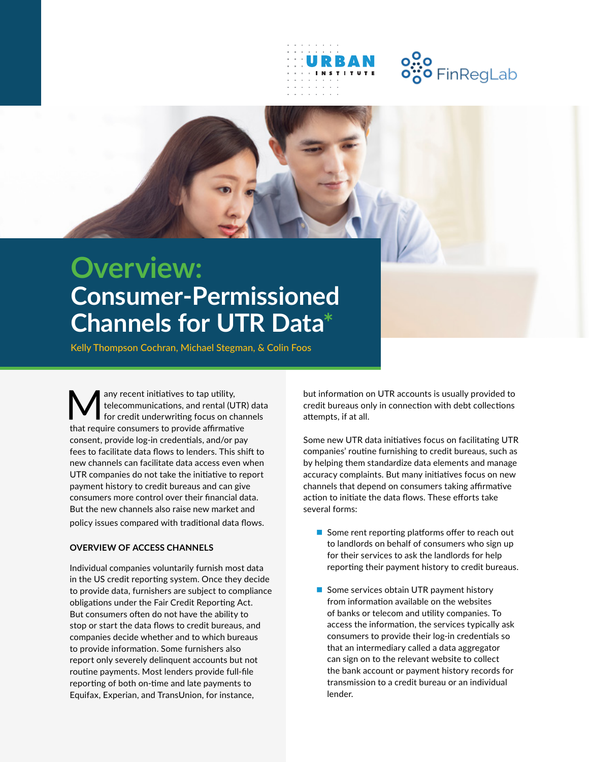# Overview: Consumer-Permissioned Channels for UTR Data*

Kelly Thompson Cochran, Michael Stegman, & Colin Foos

Many recent initiatives to tap utility, telecommunications, and rental (UTR) data for credit underwriting focus on channels that require consumers to provide affirmative consent, provide log-in credentials, and/or pay fees to facilitate data flows to lenders. This shift to new channels can facilitate data access even when UTR companies do not take the initiative to report payment history to credit bureaus and can give consumers more control over their financial data. But the new channels also raise new market and policy issues compared with traditional data flows.

### OVERVIEW OF ACCESS CHANNELS

Individual companies voluntarily furnish most data in the US credit reporting system. Once they decide to provide data, furnishers are subject to compliance obligations under the Fair Credit Reporting Act. But consumers often do not have the ability to stop or start the data flows to credit bureaus, and companies decide whether and to which bureaus to provide information. Some furnishers also report only severely delinquent accounts but not routine payments. Most lenders provide full-file reporting of both on-time and late payments to Equifax, Experian, and TransUnion, for instance, but information on UTR accounts is usually provided to credit bureaus only in connection with debt collections attempts, if at all.

Some new UTR data initiatives focus on facilitating UTR companies' routine furnishing to credit bureaus, such as by helping them standardize data elements and manage accuracy complaints. But many initiatives focus on new channels that depend on consumers taking affirmative action to initiate the data flows. These efforts take several forms:

- Some rent reporting platforms offer to reach out to landlords on behalf of consumers who sign up for their services to ask the landlords for help reporting their payment history to credit bureaus.
- Some services obtain UTR payment history from information available on the websites of banks or telecom and utility companies. To access the information, the services typically ask consumers to provide their log-in credentials so that an intermediary called a data aggregator can sign on to the relevant website to collect the bank account or payment history records for transmission to a credit bureau or an individual lender.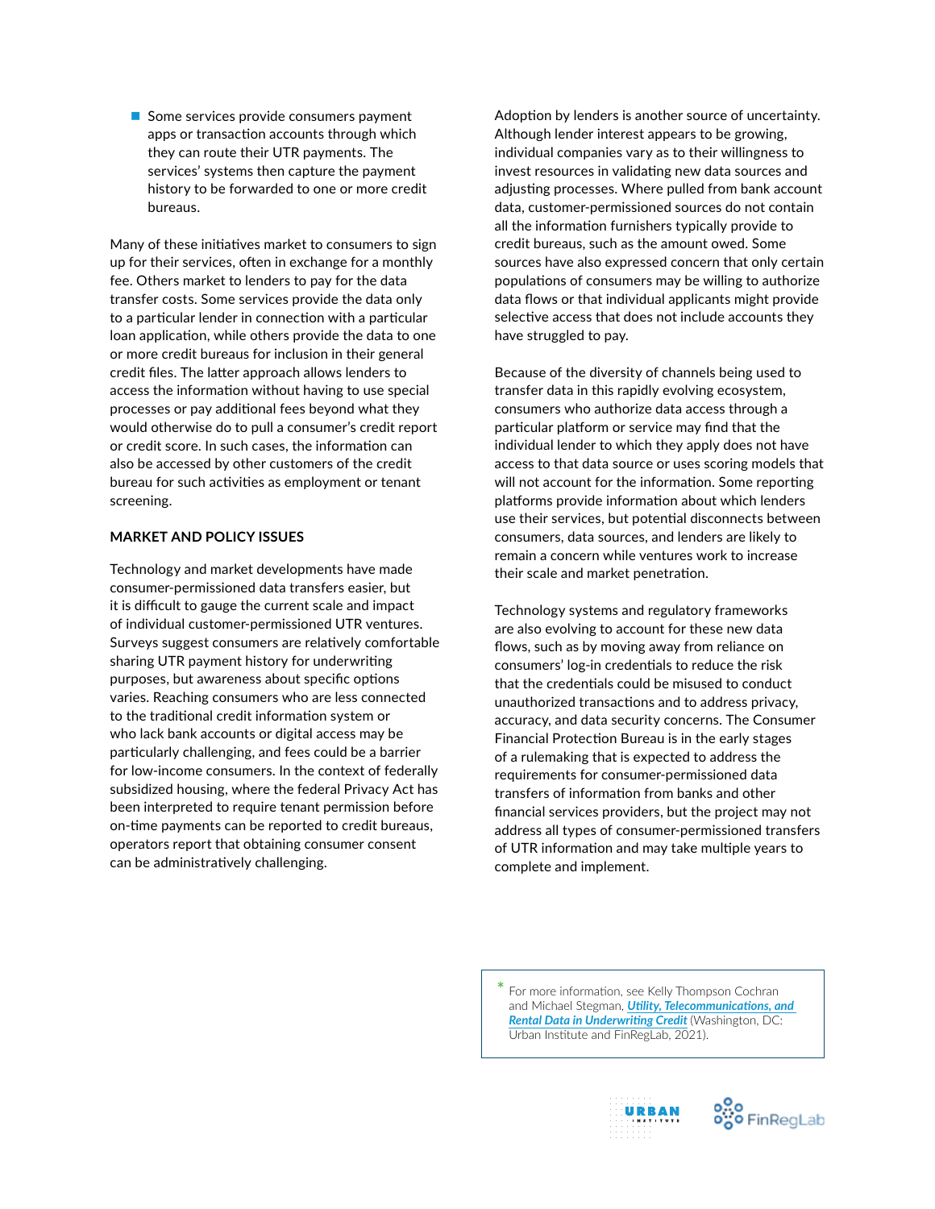- Some services provide consumers payment apps or transaction accounts through which they can route their UTR payments. The services' systems then capture the payment history to be forwarded to one or more credit bureaus.

Many of these initiatives market to consumers to sign up for their services, often in exchange for a monthly fee. Others market to lenders to pay for the data transfer costs. Some services provide the data only to a particular lender in connection with a particular loan application, while others provide the data to one or more credit bureaus for inclusion in their general credit files. The latter approach allows lenders to access the information without having to use special processes or pay additional fees beyond what they would otherwise do to pull a consumer's credit report or credit score. In such cases, the information can also be accessed by other customers of the credit bureau for such activities as employment or tenant screening.

**MARKET AND POLICY ISSUES**

Technology and market developments have made consumer-permissioned data transfers easier, but it is difficult to gauge the current scale and impact of individual customer-permissioned UTR ventures. Surveys suggest consumers are relatively comfortable sharing UTR payment history for underwriting purposes, but awareness about specific options varies. Reaching consumers who are less connected to the traditional credit information system or who lack bank accounts or digital access may be particularly challenging, and fees could be a barrier for low-income consumers. In the context of federally subsidized housing, where the federal Privacy Act has been interpreted to require tenant permission before on-time payments can be reported to credit bureaus, operators report that obtaining consumer consent can be administratively challenging.

Adoption by lenders is another source of uncertainty. Although lender interest appears to be growing, individual companies vary as to their willingness to invest resources in validating new data sources and adjusting processes. Where pulled from bank account data, customer-permissioned sources do not contain all the information furnishers typically provide to credit bureaus, such as the amount owed. Some sources have also expressed concern that only certain populations of consumers may be willing to authorize data flows or that individual applicants might provide selective access that does not include accounts they have struggled to pay.

Because of the diversity of channels being used to transfer data in this rapidly evolving ecosystem, consumers who authorize data access through a particular platform or service may find that the individual lender to which they apply does not have access to that data source or uses scoring models that will not account for the information. Some reporting platforms provide information about which lenders use their services, but potential disconnects between consumers, data sources, and lenders are likely to remain a concern while ventures work to increase their scale and market penetration.

Technology systems and regulatory frameworks are also evolving to account for these new data flows, such as by moving away from reliance on consumers' log-in credentials to reduce the risk that the credentials could be misused to conduct unauthorized transactions and to address privacy, accuracy, and data security concerns. The Consumer Financial Protection Bureau is in the early stages of a rulemaking that is expected to address the requirements for consumer-permissioned data transfers of information from banks and other financial services providers, but the project may not address all types of consumer-permissioned transfers of UTR information and may take multiple years to complete and implement.

\* For more information, see Kelly Thompson Cochran and Michael Stegman, ***Utility, Telecommunications, and Rental Data in Underwriting Credit*** (Washington, DC: Urban Institute and FinRegLab, 2021).